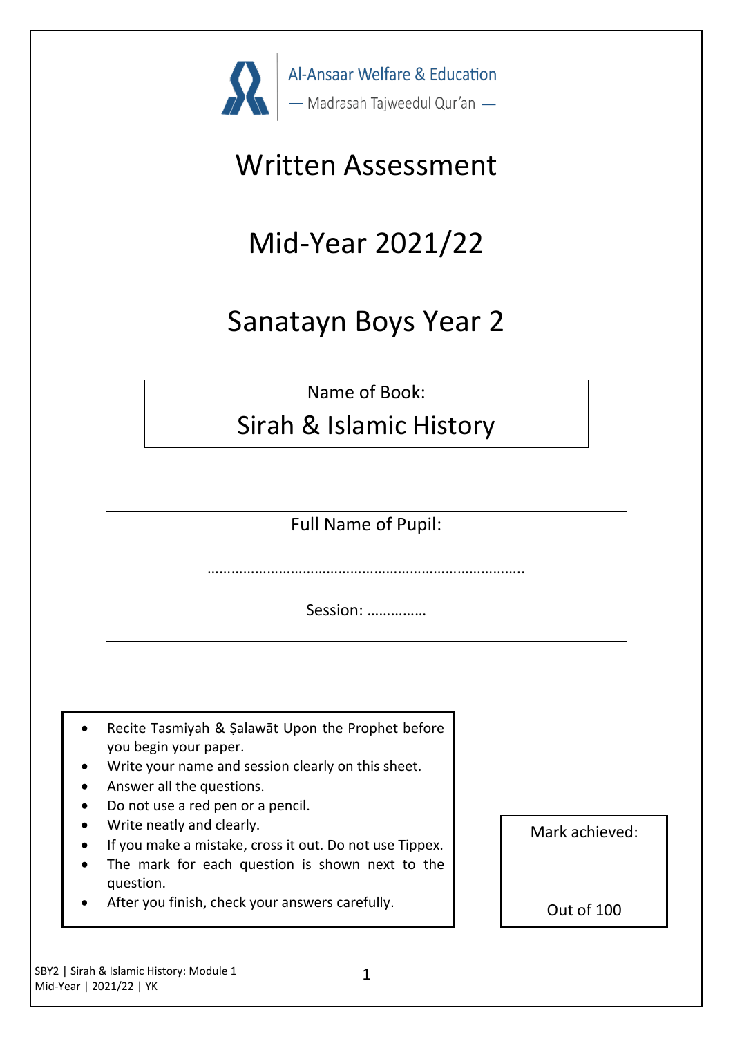Al-Ansaar Welfare & Education

— Madrasah Tajweedul Qur'an —

# Written Assessment

# Mid-Year 2021/22

# Sanatayn Boys Year 2

Name of Book:

## Sirah & Islamic History

Full Name of Pupil:

…………………………………………………………………………..

Session: ……………

- Recite Tasmiyah & Ṣalawāt Upon the Prophet before you begin your paper.
- Write your name and session clearly on this sheet.
- Answer all the questions.
- Do not use a red pen or a pencil.
- Write neatly and clearly.
- If you make a mistake, cross it out. Do not use Tippex.
- The mark for each question is shown next to the question.
- After you finish, check your answers carefully.

Mark achieved:

Out of 100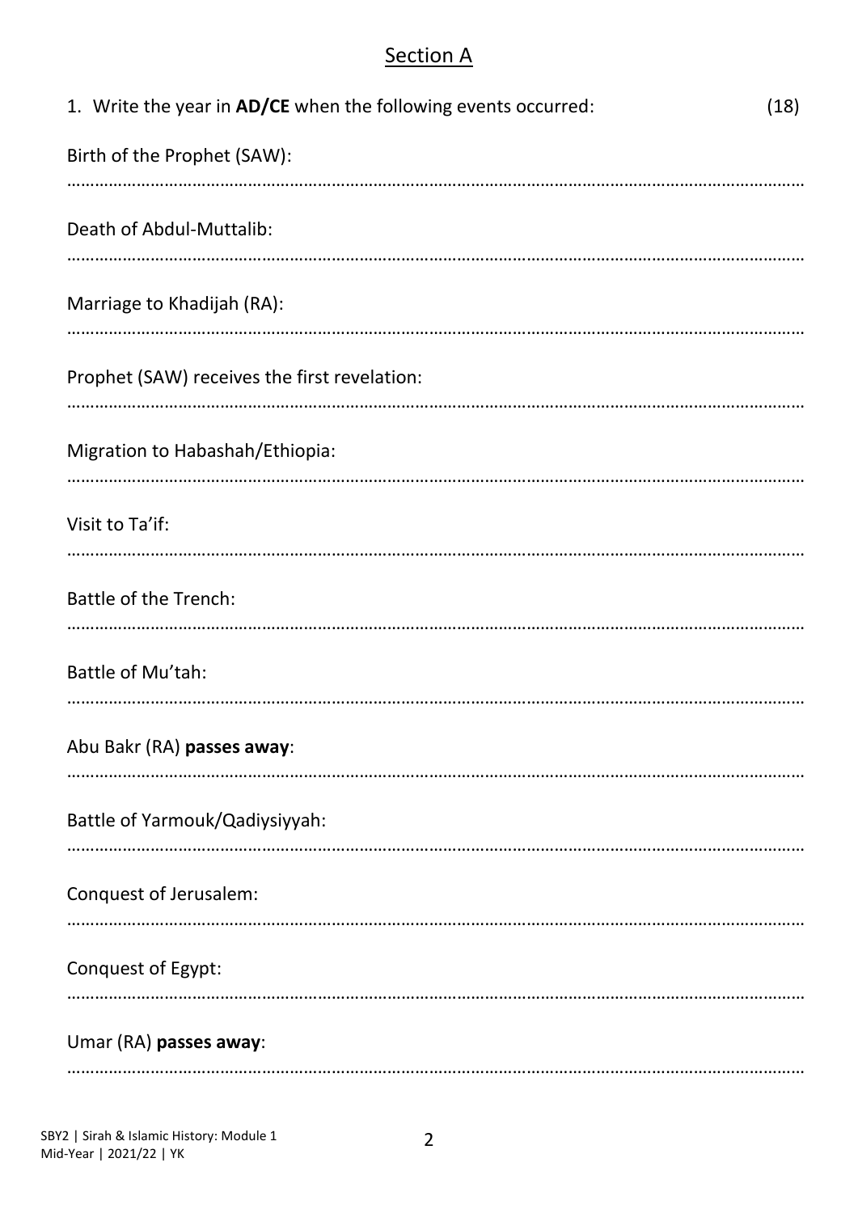## Section A

1. Write the year in **AD/CE** when the following events occurred: (18)

Birth of the Prophet (SAW):

……………………………………………………………………………………………………………………………………

Death of Abdul-Muttalib:

……………………………………………………………………………………………………………………………………

Marriage to Khadijah (RA):

……………………………………………………………………………………………………………………………………

Prophet (SAW) receives the first revelation:

……………………………………………………………………………………………………………………………………

Migration to Habashah/Ethiopia:

……………………………………………………………………………………………………………………………………

Visit to Ta'if:

……………………………………………………………………………………………………………………………………

Battle of the Trench:

……………………………………………………………………………………………………………………………………

Battle of Mu'tah:

……………………………………………………………………………………………………………………………………

Abu Bakr (RA) **passes away**:

……………………………………………………………………………………………………………………………………

Battle of Yarmouk/Qadiysiyyah:

……………………………………………………………………………………………………………………………………

Conquest of Jerusalem:

……………………………………………………………………………………………………………………………………

Conquest of Egypt:

……………………………………………………………………………………………………………………………………

Umar (RA) **passes away**:

……………………………………………………………………………………………………………………………………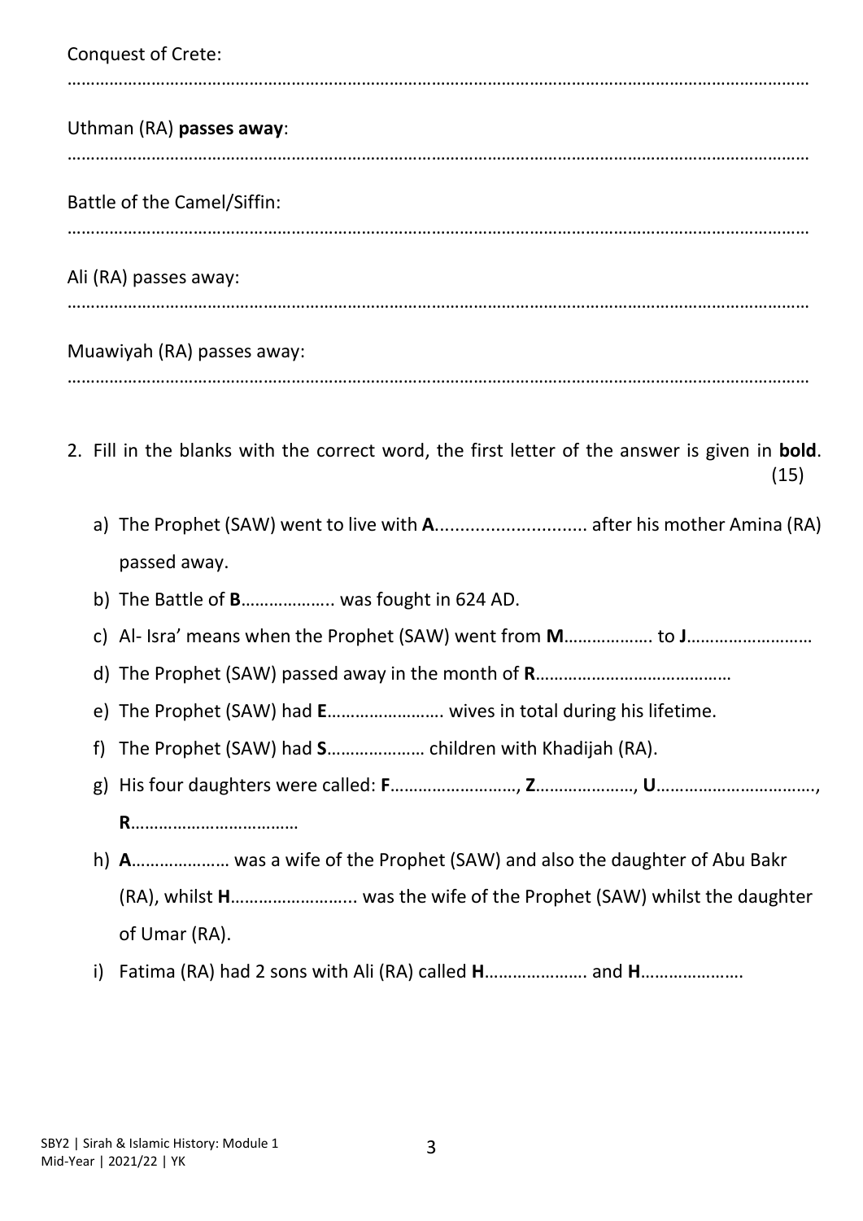Conquest of Crete:

……………………………………………………………………………………………………………………………………………

Uthman (RA) **passes away**:

……………………………………………………………………………………………………………………………………………

Battle of the Camel/Siffin:

……………………………………………………………………………………………………………………………………………

Ali (RA) passes away:

……………………………………………………………………………………………………………………………………………

Muawiyah (RA) passes away:

……………………………………………………………………………………………………………………………………………

2. Fill in the blanks with the correct word, the first letter of the answer is given in **bold**. (15)

   a) The Prophet (SAW) went to live with **A**.............................. after his mother Amina (RA) passed away.
   b) The Battle of **B**……………….. was fought in 624 AD.
   c) Al- Isra' means when the Prophet (SAW) went from **M**……………… to **J**………………………
   d) The Prophet (SAW) passed away in the month of **R**……………………………………
   e) The Prophet (SAW) had **E**……………………. wives in total during his lifetime.
   f) The Prophet (SAW) had **S**………………… children with Khadijah (RA).
   g) His four daughters were called: **F**………………………, **Z**…………………, **U**……………………………, **R**………………………………
   h) **A**………………… was a wife of the Prophet (SAW) and also the daughter of Abu Bakr (RA), whilst **H**…………………….... was the wife of the Prophet (SAW) whilst the daughter of Umar (RA).
   i) Fatima (RA) had 2 sons with Ali (RA) called **H**…………………. and **H**………………….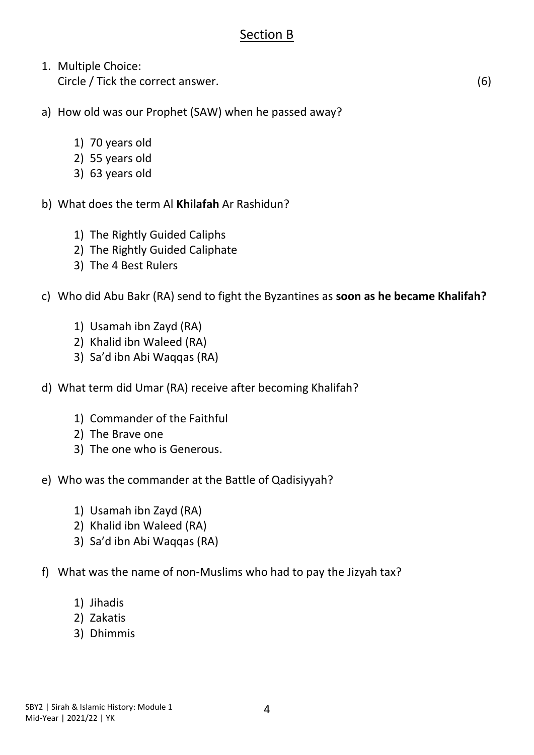## Section B

1. Multiple Choice:
   Circle / Tick the correct answer. (6)

a) How old was our Prophet (SAW) when he passed away?

   1) 70 years old
   2) 55 years old
   3) 63 years old

b) What does the term Al **Khilafah** Ar Rashidun?

   1) The Rightly Guided Caliphs
   2) The Rightly Guided Caliphate
   3) The 4 Best Rulers

c) Who did Abu Bakr (RA) send to fight the Byzantines as **soon as he became Khalifah?**

   1) Usamah ibn Zayd (RA)
   2) Khalid ibn Waleed (RA)
   3) Sa'd ibn Abi Waqqas (RA)

d) What term did Umar (RA) receive after becoming Khalifah?

   1) Commander of the Faithful
   2) The Brave one
   3) The one who is Generous.

e) Who was the commander at the Battle of Qadisiyyah?

   1) Usamah ibn Zayd (RA)
   2) Khalid ibn Waleed (RA)
   3) Sa'd ibn Abi Waqqas (RA)

f) What was the name of non-Muslims who had to pay the Jizyah tax?

   1) Jihadis
   2) Zakatis
   3) Dhimmis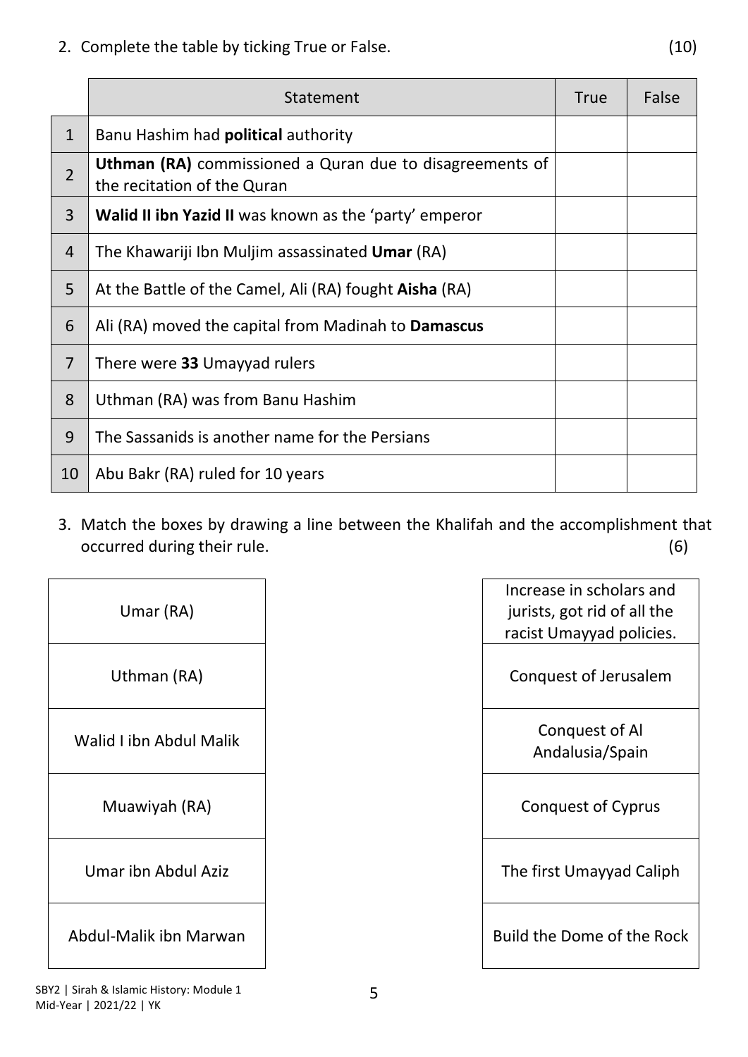2. Complete the table by ticking True or False. (10)

| | Statement | True | False |
|---|---|---|---|
| 1 | Banu Hashim had **political** authority | | |
| 2 | **Uthman (RA)** commissioned a Quran due to disagreements of the recitation of the Quran | | |
| 3 | **Walid II ibn Yazid II** was known as the 'party' emperor | | |
| 4 | The Khawariji Ibn Muljim assassinated **Umar** (RA) | | |
| 5 | At the Battle of the Camel, Ali (RA) fought **Aisha** (RA) | | |
| 6 | Ali (RA) moved the capital from Madinah to **Damascus** | | |
| 7 | There were **33** Umayyad rulers | | |
| 8 | Uthman (RA) was from Banu Hashim | | |
| 9 | The Sassanids is another name for the Persians | | |
| 10 | Abu Bakr (RA) ruled for 10 years | | |

3. Match the boxes by drawing a line between the Khalifah and the accomplishment that occurred during their rule. (6)

| Khalifah | Accomplishment |
|---|---|
| Umar (RA) | Increase in scholars and jurists, got rid of all the racist Umayyad policies. |
| Uthman (RA) | Conquest of Jerusalem |
| Walid I ibn Abdul Malik | Conquest of Al Andalusia/Spain |
| Muawiyah (RA) | Conquest of Cyprus |
| Umar ibn Abdul Aziz | The first Umayyad Caliph |
| Abdul-Malik ibn Marwan | Build the Dome of the Rock |

SBY2 | Sirah & Islamic History: Module 1
Mid-Year | 2021/22 | YK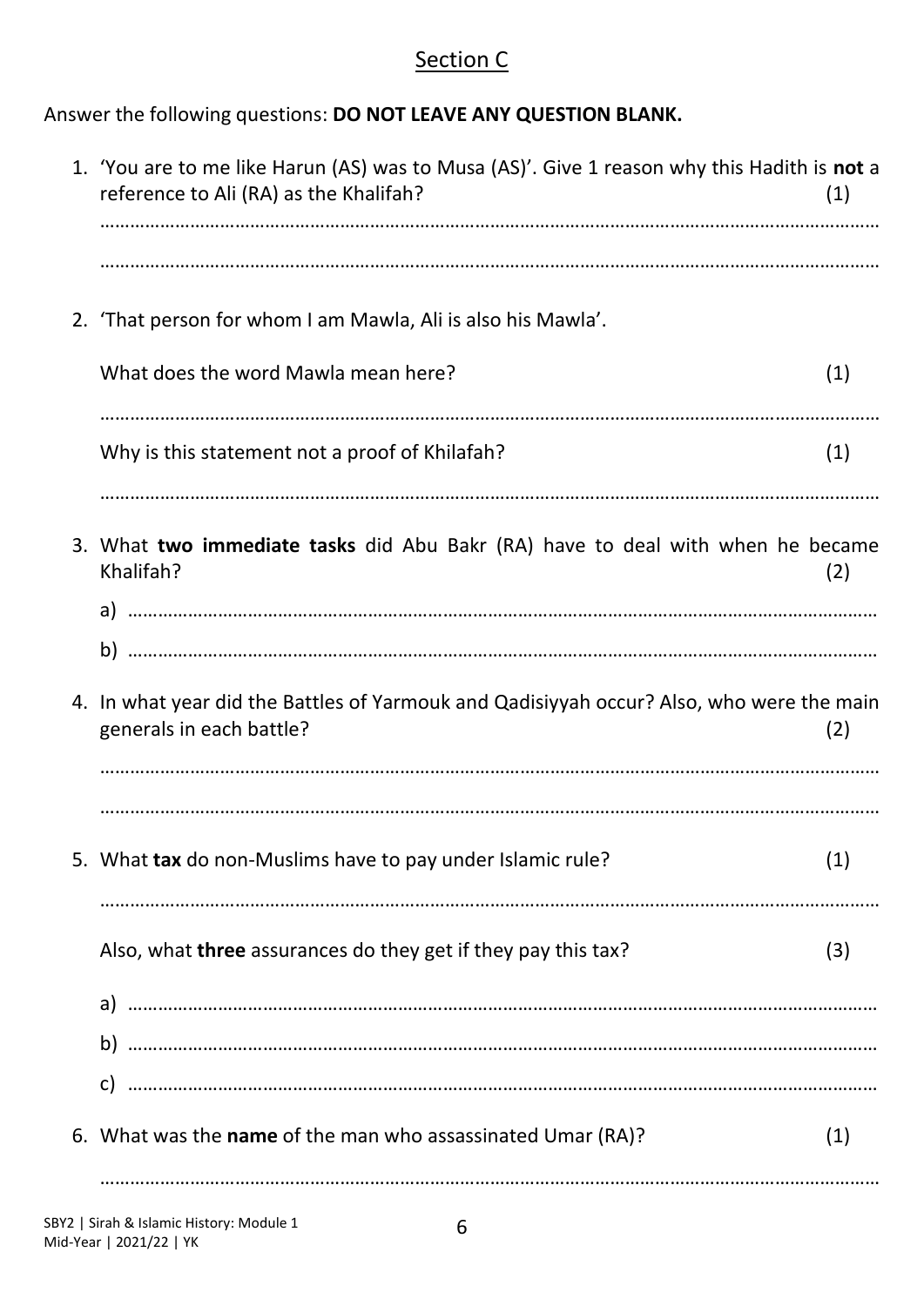## Section C

Answer the following questions: **DO NOT LEAVE ANY QUESTION BLANK.**

1. 'You are to me like Harun (AS) was to Musa (AS)'. Give 1 reason why this Hadith is **not** a reference to Ali (RA) as the Khalifah? (1)

   ………………………………………………………………………………………………………………………………………

   ………………………………………………………………………………………………………………………………………

2. 'That person for whom I am Mawla, Ali is also his Mawla'.

   What does the word Mawla mean here? (1)

   ………………………………………………………………………………………………………………………………………

   Why is this statement not a proof of Khilafah? (1)

   ………………………………………………………………………………………………………………………………………

3. What **two immediate tasks** did Abu Bakr (RA) have to deal with when he became Khalifah? (2)

   a) ……………………………………………………………………………………………………………………………………

   b) ……………………………………………………………………………………………………………………………………

4. In what year did the Battles of Yarmouk and Qadisiyyah occur? Also, who were the main generals in each battle? (2)

   ………………………………………………………………………………………………………………………………………

   ………………………………………………………………………………………………………………………………………

5. What **tax** do non-Muslims have to pay under Islamic rule? (1)

   ………………………………………………………………………………………………………………………………………

   Also, what **three** assurances do they get if they pay this tax? (3)

   a) ……………………………………………………………………………………………………………………………………

   b) ……………………………………………………………………………………………………………………………………

   c) ……………………………………………………………………………………………………………………………………

6. What was the **name** of the man who assassinated Umar (RA)? (1)

   ………………………………………………………………………………………………………………………………………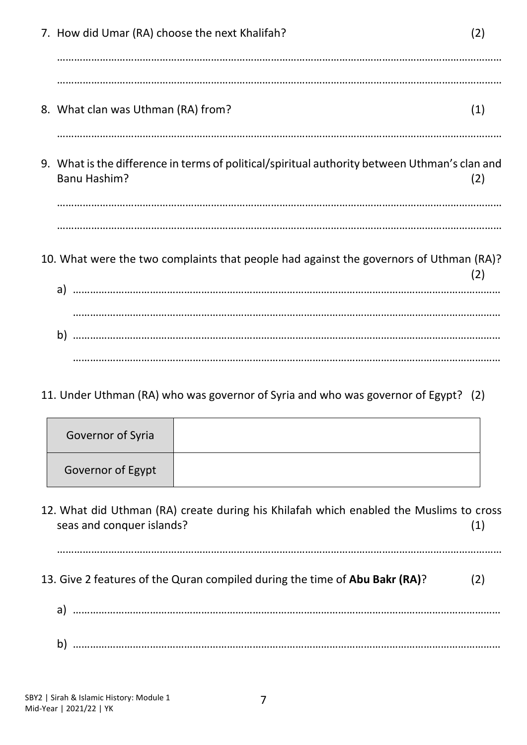7. How did Umar (RA) choose the next Khalifah? (2)

…………………………………………………………………………………………………………………………………………

…………………………………………………………………………………………………………………………………………

8. What clan was Uthman (RA) from? (1)

…………………………………………………………………………………………………………………………………………

9. What is the difference in terms of political/spiritual authority between Uthman's clan and Banu Hashim? (2)

…………………………………………………………………………………………………………………………………………

…………………………………………………………………………………………………………………………………………

10. What were the two complaints that people had against the governors of Uthman (RA)? (2)

a) ……………………………………………………………………………………………………………………………………

……………………………………………………………………………………………………………………………………

b) ……………………………………………………………………………………………………………………………………

……………………………………………………………………………………………………………………………………

11. Under Uthman (RA) who was governor of Syria and who was governor of Egypt? (2)

| Governor of Syria | |
|---|---|
| Governor of Egypt | |

12. What did Uthman (RA) create during his Khilafah which enabled the Muslims to cross seas and conquer islands? (1)

…………………………………………………………………………………………………………………………………………

13. Give 2 features of the Quran compiled during the time of **Abu Bakr (RA)**? (2)

a) ……………………………………………………………………………………………………………………………………

b) ……………………………………………………………………………………………………………………………………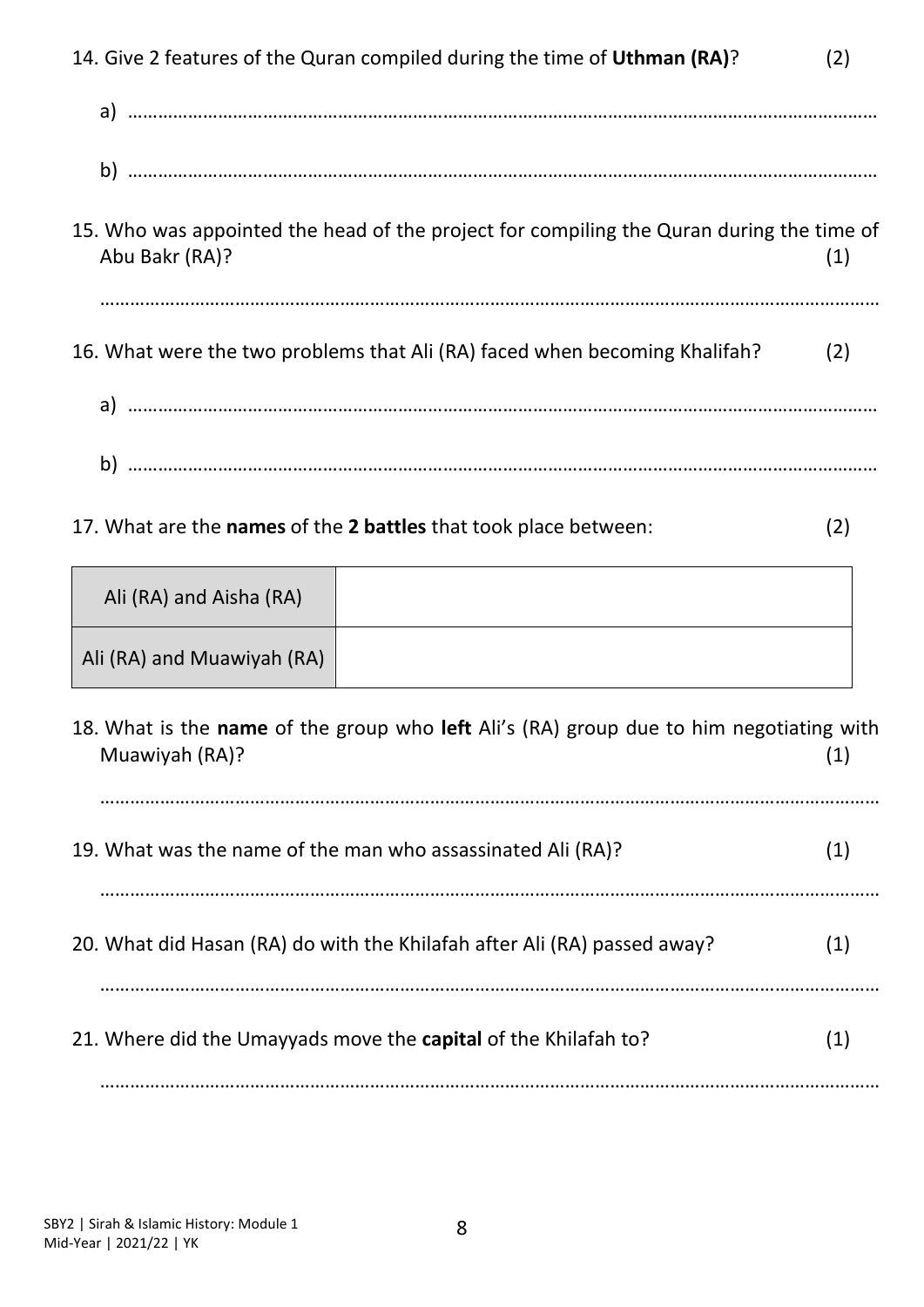14. Give 2 features of the Quran compiled during the time of **Uthman (RA)**? (2)

   a) ……………………………………………………………………………………………………………………

   b) ……………………………………………………………………………………………………………………

15. Who was appointed the head of the project for compiling the Quran during the time of Abu Bakr (RA)? (1)

   ……………………………………………………………………………………………………………………

16. What were the two problems that Ali (RA) faced when becoming Khalifah? (2)

   a) ……………………………………………………………………………………………………………………

   b) ……………………………………………………………………………………………………………………

17. What are the **names** of the **2 battles** that took place between: (2)

| Ali (RA) and Aisha (RA) | |
|---|---|
| Ali (RA) and Muawiyah (RA) | |

18. What is the **name** of the group who **left** Ali's (RA) group due to him negotiating with Muawiyah (RA)? (1)

   ……………………………………………………………………………………………………………………

19. What was the name of the man who assassinated Ali (RA)? (1)

   ……………………………………………………………………………………………………………………

20. What did Hasan (RA) do with the Khilafah after Ali (RA) passed away? (1)

   ……………………………………………………………………………………………………………………

21. Where did the Umayyads move the **capital** of the Khilafah to? (1)

   ……………………………………………………………………………………………………………………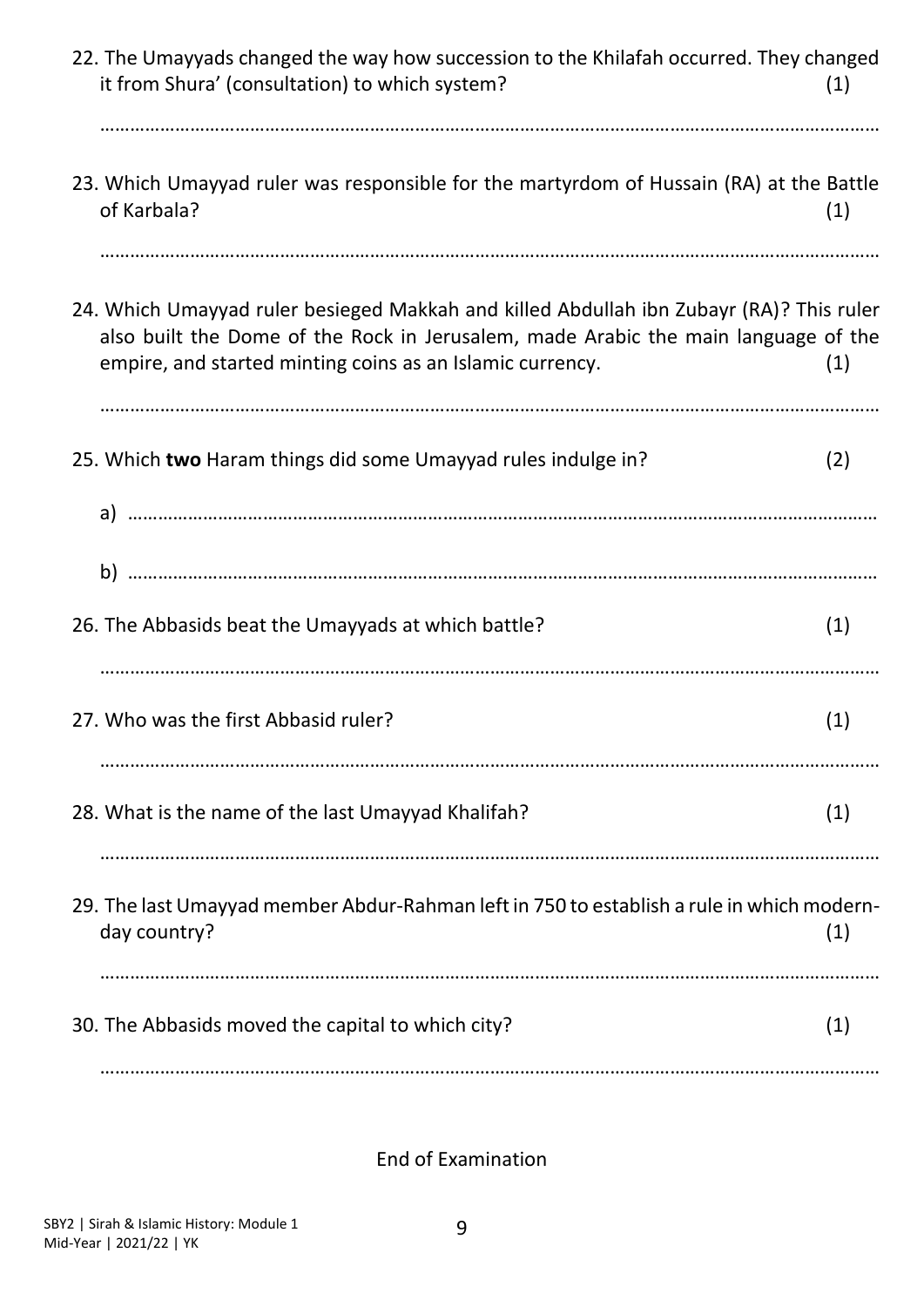22. The Umayyads changed the way how succession to the Khilafah occurred. They changed it from Shura' (consultation) to which system? (1)

……………………………………………………………………………………………………………………………………

23. Which Umayyad ruler was responsible for the martyrdom of Hussain (RA) at the Battle of Karbala? (1)

……………………………………………………………………………………………………………………………………

24. Which Umayyad ruler besieged Makkah and killed Abdullah ibn Zubayr (RA)? This ruler also built the Dome of the Rock in Jerusalem, made Arabic the main language of the empire, and started minting coins as an Islamic currency. (1)

……………………………………………………………………………………………………………………………………

25. Which **two** Haram things did some Umayyad rules indulge in? (2)

a) ……………………………………………………………………………………………………………………………

b) ……………………………………………………………………………………………………………………………

26. The Abbasids beat the Umayyads at which battle? (1)

……………………………………………………………………………………………………………………………………

27. Who was the first Abbasid ruler? (1)

……………………………………………………………………………………………………………………………………

28. What is the name of the last Umayyad Khalifah? (1)

……………………………………………………………………………………………………………………………………

29. The last Umayyad member Abdur-Rahman left in 750 to establish a rule in which modern-day country? (1)

……………………………………………………………………………………………………………………………………

30. The Abbasids moved the capital to which city? (1)

……………………………………………………………………………………………………………………………………

End of Examination